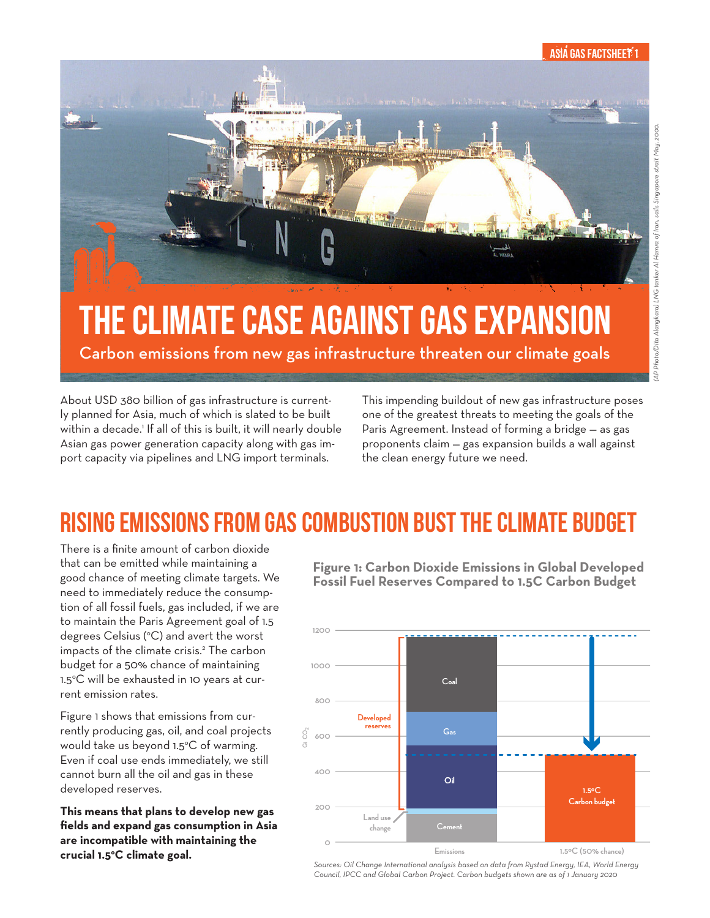ASIA GAS FACTSHEET 1

# THE CLIMATE CASE AGAINST GAS EXPANSION

Carbon emissions from new gas infrastructure threaten our climate goals

*(AP Photo/Dita Alangkara) LNG tanker Al Hamra of Iran, sails Singapore strait May, 2000.*

About USD 380 billion of gas infrastructure is currently planned for Asia, much of which is slated to be built within a decade.[1] If all of this is built, it will nearly double Asian gas power generation capacity along with gas import capacity via pipelines and LNG import terminals.

This impending buildout of new gas infrastructure poses one of the greatest threats to meeting the goals of the Paris Agreement. Instead of forming a bridge — as gas proponents claim — gas expansion builds a wall against the clean energy future we need.

## RISING EMISSIONS FROM GAS COMBUSTION BUST THE CLIMATE BUDGET

There is a finite amount of carbon dioxide that can be emitted while maintaining a good chance of meeting climate targets. We need to immediately reduce the consumption of all fossil fuels, gas included, if we are to maintain the Paris Agreement goal of 1.5 degrees Celsius (°C) and avert the worst impacts of the climate crisis.[2] The carbon budget for a 50% chance of maintaining 1.5°C will be exhausted in 10 years at current emission rates.

Figure 1 shows that emissions from currently producing gas, oil, and coal projects would take us beyond 1.5°C of warming. Even if coal use ends immediately, we still cannot burn all the oil and gas in these developed reserves.

**This means that plans to develop new gas fields and expand gas consumption in Asia are incompatible with maintaining the crucial 1.5°C climate goal.**

**Figure 1: Carbon Dioxide Emissions in Global Developed Fossil Fuel Reserves Compared to 1.5C Carbon Budget**

*Sources: Oil Change International analysis based on data from Rystad Energy, IEA, World Energy Council, IPCC and Global Carbon Project. Carbon budgets shown are as of 1 January 2020*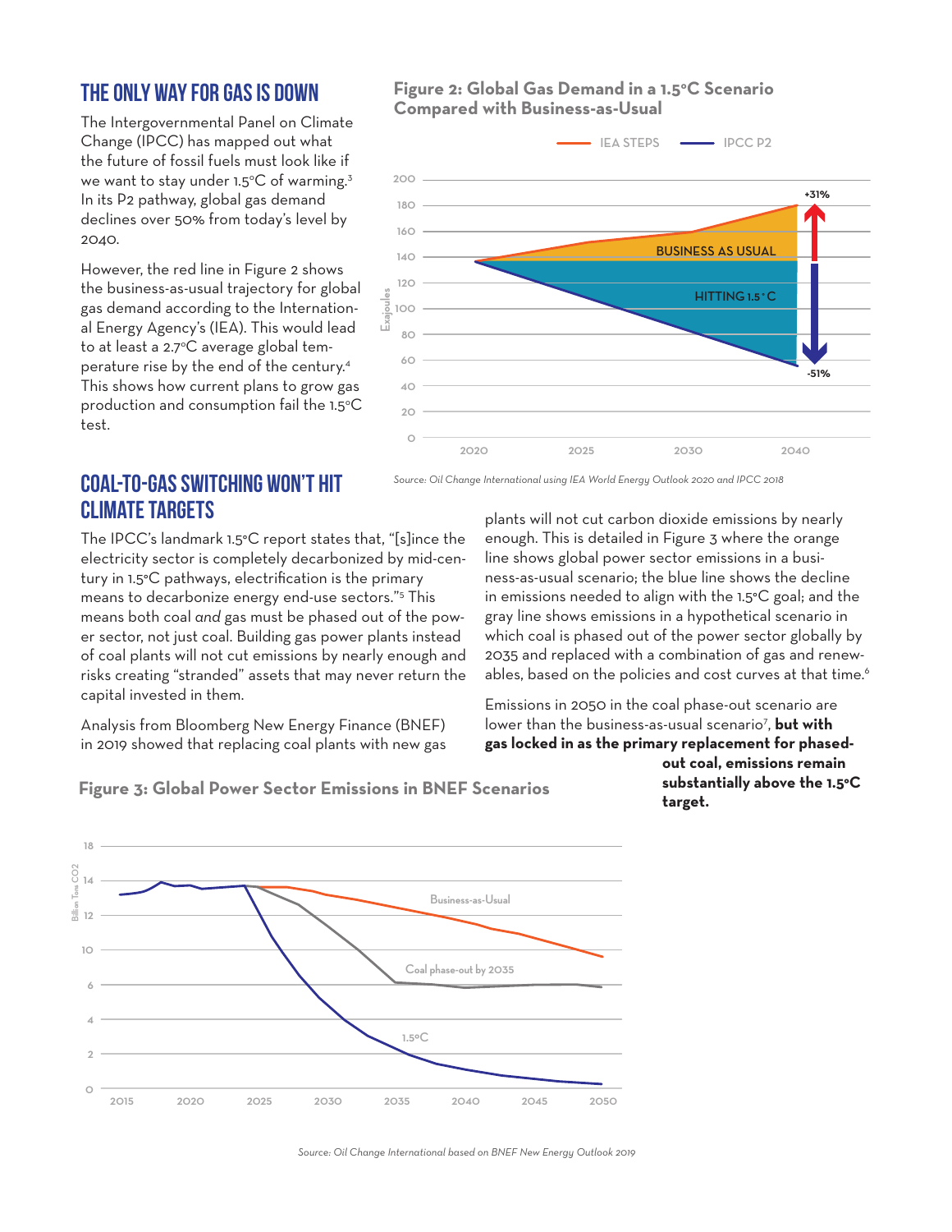## THE ONLY WAY FOR GAS IS DOWN

The Intergovernmental Panel on Climate Change (IPCC) has mapped out what the future of fossil fuels must look like if we want to stay under 1.5°C of warming.[3] In its P2 pathway, global gas demand declines over 50% from today's level by 2040.

However, the red line in Figure 2 shows the business-as-usual trajectory for global gas demand according to the International Energy Agency's (IEA). This would lead to at least a 2.7°C average global temperature rise by the end of the century.[4] This shows how current plans to grow gas production and consumption fail the 1.5°C test.

**Figure 2: Global Gas Demand in a 1.5°C Scenario Compared with Business-as-Usual**

*Source: Oil Change International using IEA World Energy Outlook 2020 and IPCC 2018*

## COAL-TO-GAS SWITCHING WON'T HIT CLIMATE TARGETS

The IPCC's landmark 1.5°C report states that, "[s]ince the electricity sector is completely decarbonized by mid-century in 1.5°C pathways, electrification is the primary means to decarbonize energy end-use sectors."[5] This means both coal *and* gas must be phased out of the power sector, not just coal. Building gas power plants instead of coal plants will not cut emissions by nearly enough and risks creating "stranded" assets that may never return the capital invested in them.

Analysis from Bloomberg New Energy Finance (BNEF) in 2019 showed that replacing coal plants with new gas plants will not cut carbon dioxide emissions by nearly enough. This is detailed in Figure 3 where the orange line shows global power sector emissions in a business-as-usual scenario; the blue line shows the decline in emissions needed to align with the 1.5°C goal; and the gray line shows emissions in a hypothetical scenario in which coal is phased out of the power sector globally by 2035 and replaced with a combination of gas and renewables, based on the policies and cost curves at that time.[6]

Emissions in 2050 in the coal phase-out scenario are lower than the business-as-usual scenario[7], **but with gas locked in as the primary replacement for phased-out coal, emissions remain substantially above the 1.5°C target.**

**Figure 3: Global Power Sector Emissions in BNEF Scenarios**

*Source: Oil Change International based on BNEF New Energy Outlook 2019*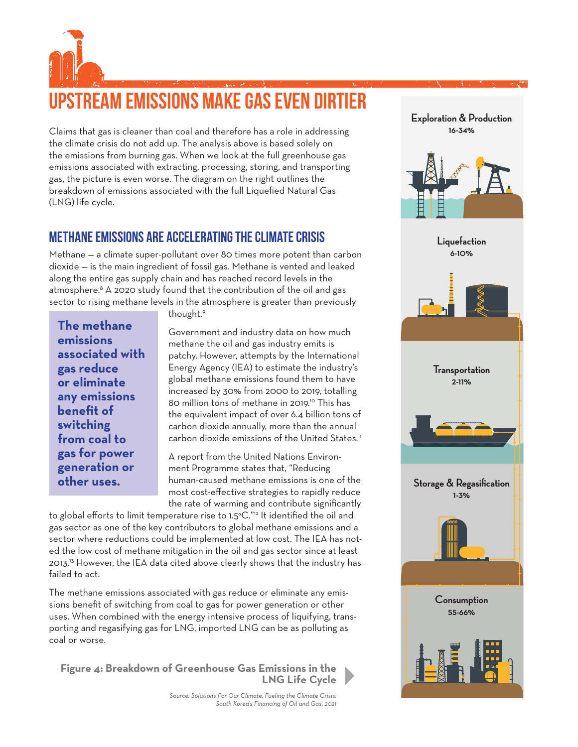# UPSTREAM EMISSIONS MAKE GAS EVEN DIRTIER

Claims that gas is cleaner than coal and therefore has a role in addressing the climate crisis do not add up. The analysis above is based solely on the emissions from burning gas. When we look at the full greenhouse gas emissions associated with extracting, processing, storing, and transporting gas, the picture is even worse. The diagram on the right outlines the breakdown of emissions associated with the full Liquefied Natural Gas (LNG) life cycle.

## METHANE EMISSIONS ARE ACCELERATING THE CLIMATE CRISIS

Methane — a climate super-pollutant over 80 times more potent than carbon dioxide — is the main ingredient of fossil gas. Methane is vented and leaked along the entire gas supply chain and has reached record levels in the atmosphere.[8] A 2020 study found that the contribution of the oil and gas sector to rising methane levels in the atmosphere is greater than previously thought.[9]

**The methane emissions associated with gas reduce or eliminate any emissions benefit of switching from coal to gas for power generation or other uses.**

Government and industry data on how much methane the oil and gas industry emits is patchy. However, attempts by the International Energy Agency (IEA) to estimate the industry's global methane emissions found them to have increased by 30% from 2000 to 2019, totalling 80 million tons of methane in 2019.[10] This has the equivalent impact of over 6.4 billion tons of carbon dioxide annually, more than the annual carbon dioxide emissions of the United States.[11]

A report from the United Nations Environment Programme states that, "Reducing human-caused methane emissions is one of the most cost-effective strategies to rapidly reduce the rate of warming and contribute significantly to global efforts to limit temperature rise to 1.5°C."[12] It identified the oil and gas sector as one of the key contributors to global methane emissions and a sector where reductions could be implemented at low cost. The IEA has noted the low cost of methane mitigation in the oil and gas sector since at least 2013.[13] However, the IEA data cited above clearly shows that the industry has failed to act.

The methane emissions associated with gas reduce or eliminate any emissions benefit of switching from coal to gas for power generation or other uses. When combined with the energy intensive process of liquifying, transporting and regasifying gas for LNG, imported LNG can be as polluting as coal or worse.

**Figure 4: Breakdown of Greenhouse Gas Emissions in the LNG Life Cycle**

*Source: Solutions For Our Climate, Fueling the Climate Crisis: South Korea's Financing of Oil and Gas. 2021*

Exploration & Production
16-34%

Liquefaction
6-10%

Transportation
2-11%

Storage & Regasification
1-3%

Consumption
55-66%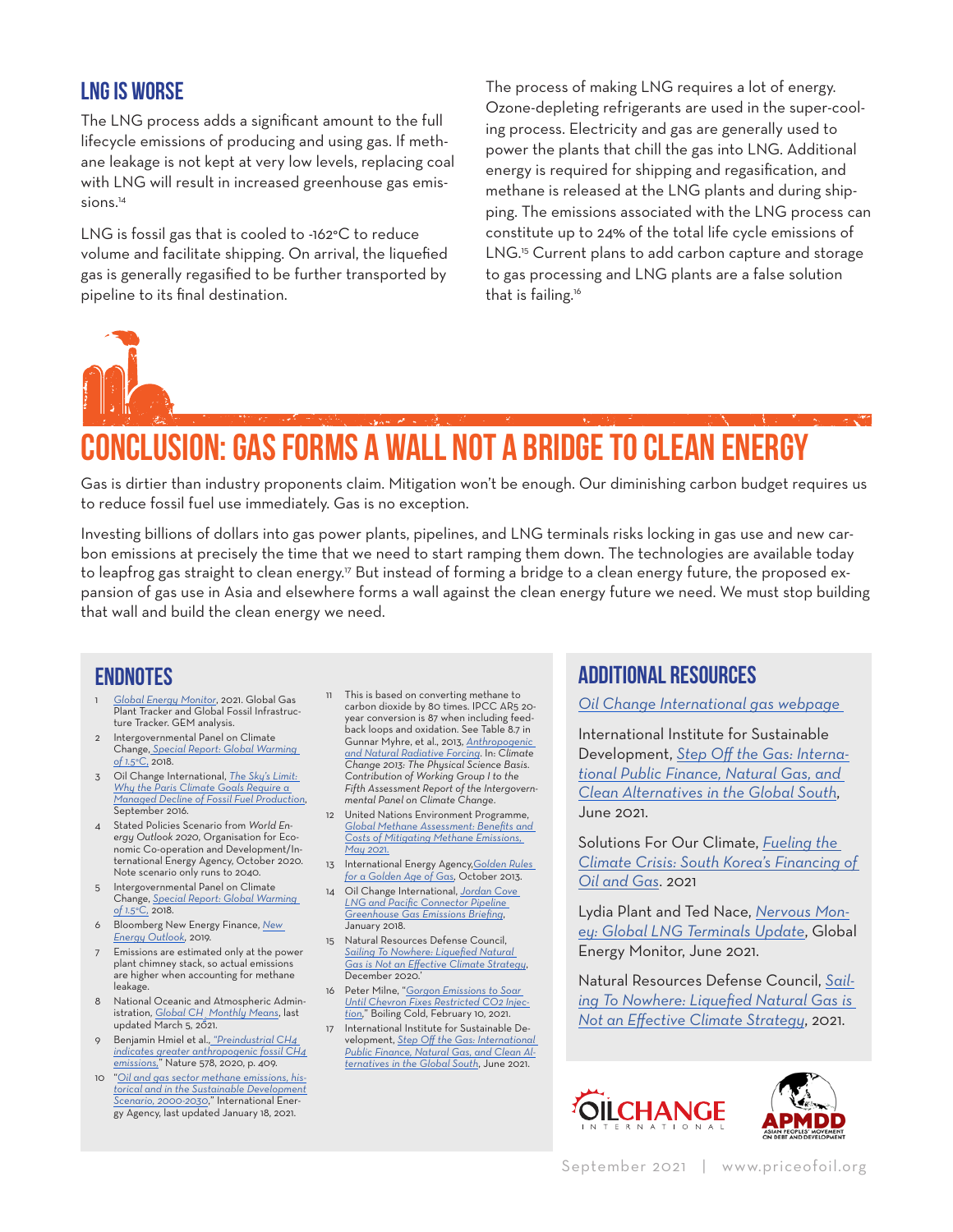## LNG IS WORSE

The LNG process adds a significant amount to the full lifecycle emissions of producing and using gas. If methane leakage is not kept at very low levels, replacing coal with LNG will result in increased greenhouse gas emissions.[14]

LNG is fossil gas that is cooled to -162°C to reduce volume and facilitate shipping. On arrival, the liquefied gas is generally regasified to be further transported by pipeline to its final destination.

The process of making LNG requires a lot of energy. Ozone-depleting refrigerants are used in the super-cooling process. Electricity and gas are generally used to power the plants that chill the gas into LNG. Additional energy is required for shipping and regasification, and methane is released at the LNG plants and during shipping. The emissions associated with the LNG process can constitute up to 24% of the total life cycle emissions of LNG.[15] Current plans to add carbon capture and storage to gas processing and LNG plants are a false solution that is failing.[16]

# CONCLUSION: GAS FORMS A WALL NOT A BRIDGE TO CLEAN ENERGY

Gas is dirtier than industry proponents claim. Mitigation won't be enough. Our diminishing carbon budget requires us to reduce fossil fuel use immediately. Gas is no exception.

Investing billions of dollars into gas power plants, pipelines, and LNG terminals risks locking in gas use and new carbon emissions at precisely the time that we need to start ramping them down. The technologies are available today to leapfrog gas straight to clean energy.[17] But instead of forming a bridge to a clean energy future, the proposed expansion of gas use in Asia and elsewhere forms a wall against the clean energy future we need. We must stop building that wall and build the clean energy we need.

## ENDNOTES

1. *Global Energy Monitor*, 2021. Global Gas Plant Tracker and Global Fossil Infrastructure Tracker. GEM analysis.
2. Intergovernmental Panel on Climate Change, *Special Report: Global Warming of 1.5°C*, 2018.
3. Oil Change International, *The Sky's Limit: Why the Paris Climate Goals Require a Managed Decline of Fossil Fuel Production*, September 2016.
4. Stated Policies Scenario from *World Energy Outlook 2020*, Organisation for Economic Co-operation and Development/International Energy Agency, October 2020. Note scenario only runs to 2040.
5. Intergovernmental Panel on Climate Change, *Special Report: Global Warming of 1.5°C*, 2018.
6. Bloomberg New Energy Finance, *New Energy Outlook*, 2019.
7. Emissions are estimated only at the power plant chimney stack, so actual emissions are higher when accounting for methane leakage.
8. National Oceanic and Atmospheric Administration, *Global $CH_4$ Monthly Means*, last updated March 5, 2021.
9. Benjamin Hmiel et al., "Preindustrial CH4 indicates greater anthropogenic fossil CH4 emissions," Nature 578, 2020, p. 409.
10. "Oil and gas sector methane emissions, historical and in the Sustainable Development Scenario, 2000-2030," International Energy Agency, last updated January 18, 2021.
11. This is based on converting methane to carbon dioxide by 80 times. IPCC AR5 20-year conversion is 87 when including feedback loops and oxidation. See Table 8.7 in Gunnar Myhre, et al., 2013, *Anthropogenic and Natural Radiative Forcing*. In: *Climate Change 2013: The Physical Science Basis. Contribution of Working Group I to the Fifth Assessment Report of the Intergovernmental Panel on Climate Change*.
12. United Nations Environment Programme, *Global Methane Assessment: Benefits and Costs of Mitigating Methane Emissions, May 2021.*
13. International Energy Agency, *Golden Rules for a Golden Age of Gas*, October 2013.
14. Oil Change International, *Jordan Cove LNG and Pacific Connector Pipeline Greenhouse Gas Emissions Briefing*, January 2018.
15. Natural Resources Defense Council, *Sailing To Nowhere: Liquefied Natural Gas is Not an Effective Climate Strategy*, December 2020.'
16. Peter Milne, "Gorgon Emissions to Soar Until Chevron Fixes Restricted CO2 Injection," Boiling Cold, February 10, 2021.
17. International Institute for Sustainable Development, *Step Off the Gas: International Public Finance, Natural Gas, and Clean Alternatives in the Global South*, June 2021.

## ADDITIONAL RESOURCES

*Oil Change International gas webpage*

International Institute for Sustainable Development, *Step Off the Gas: International Public Finance, Natural Gas, and Clean Alternatives in the Global South*, June 2021.

Solutions For Our Climate, *Fueling the Climate Crisis: South Korea's Financing of Oil and Gas*. 2021

Lydia Plant and Ted Nace, *Nervous Money: Global LNG Terminals Update*, Global Energy Monitor, June 2021.

Natural Resources Defense Council, *Sailing To Nowhere: Liquefied Natural Gas is Not an Effective Climate Strategy*, 2021.

OILCHANGE INTERNATIONAL

APMDD ASIAN PEOPLES' MOVEMENT ON DEBT AND DEVELOPMENT

September 2021 | www.priceofoil.org